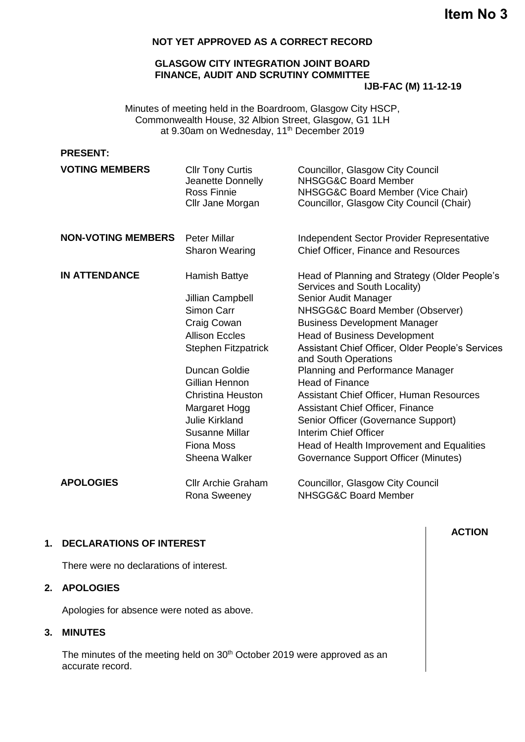**Item No 3**

**NOT YET APPROVED AS A CORRECT RECORD**

**GLASGOW CITY INTEGRATION JOINT BOARD**
**FINANCE, AUDIT AND SCRUTINY COMMITTEE**

**IJB-FAC (M) 11-12-19**

Minutes of meeting held in the Boardroom, Glasgow City HSCP, Commonwealth House, 32 Albion Street, Glasgow, G1 1LH at 9.30am on Wednesday, 11th December 2019

**PRESENT:**

| | | |
|---|---|---|
| **VOTING MEMBERS** | Cllr Tony Curtis | Councillor, Glasgow City Council |
| | Jeanette Donnelly | NHSGG&C Board Member |
| | Ross Finnie | NHSGG&C Board Member (Vice Chair) |
| | Cllr Jane Morgan | Councillor, Glasgow City Council (Chair) |
| **NON-VOTING MEMBERS** | Peter Millar | Independent Sector Provider Representative |
| | Sharon Wearing | Chief Officer, Finance and Resources |
| **IN ATTENDANCE** | Hamish Battye | Head of Planning and Strategy (Older People's Services and South Locality) |
| | Jillian Campbell | Senior Audit Manager |
| | Simon Carr | NHSGG&C Board Member (Observer) |
| | Craig Cowan | Business Development Manager |
| | Allison Eccles | Head of Business Development |
| | Stephen Fitzpatrick | Assistant Chief Officer, Older People's Services and South Operations |
| | Duncan Goldie | Planning and Performance Manager |
| | Gillian Hennon | Head of Finance |
| | Christina Heuston | Assistant Chief Officer, Human Resources |
| | Margaret Hogg | Assistant Chief Officer, Finance |
| | Julie Kirkland | Senior Officer (Governance Support) |
| | Susanne Millar | Interim Chief Officer |
| | Fiona Moss | Head of Health Improvement and Equalities |
| | Sheena Walker | Governance Support Officer (Minutes) |
| **APOLOGIES** | Cllr Archie Graham | Councillor, Glasgow City Council |
| | Rona Sweeney | NHSGG&C Board Member |

**ACTION**

**1. DECLARATIONS OF INTEREST**

There were no declarations of interest.

**2. APOLOGIES**

Apologies for absence were noted as above.

**3. MINUTES**

The minutes of the meeting held on 30th October 2019 were approved as an accurate record.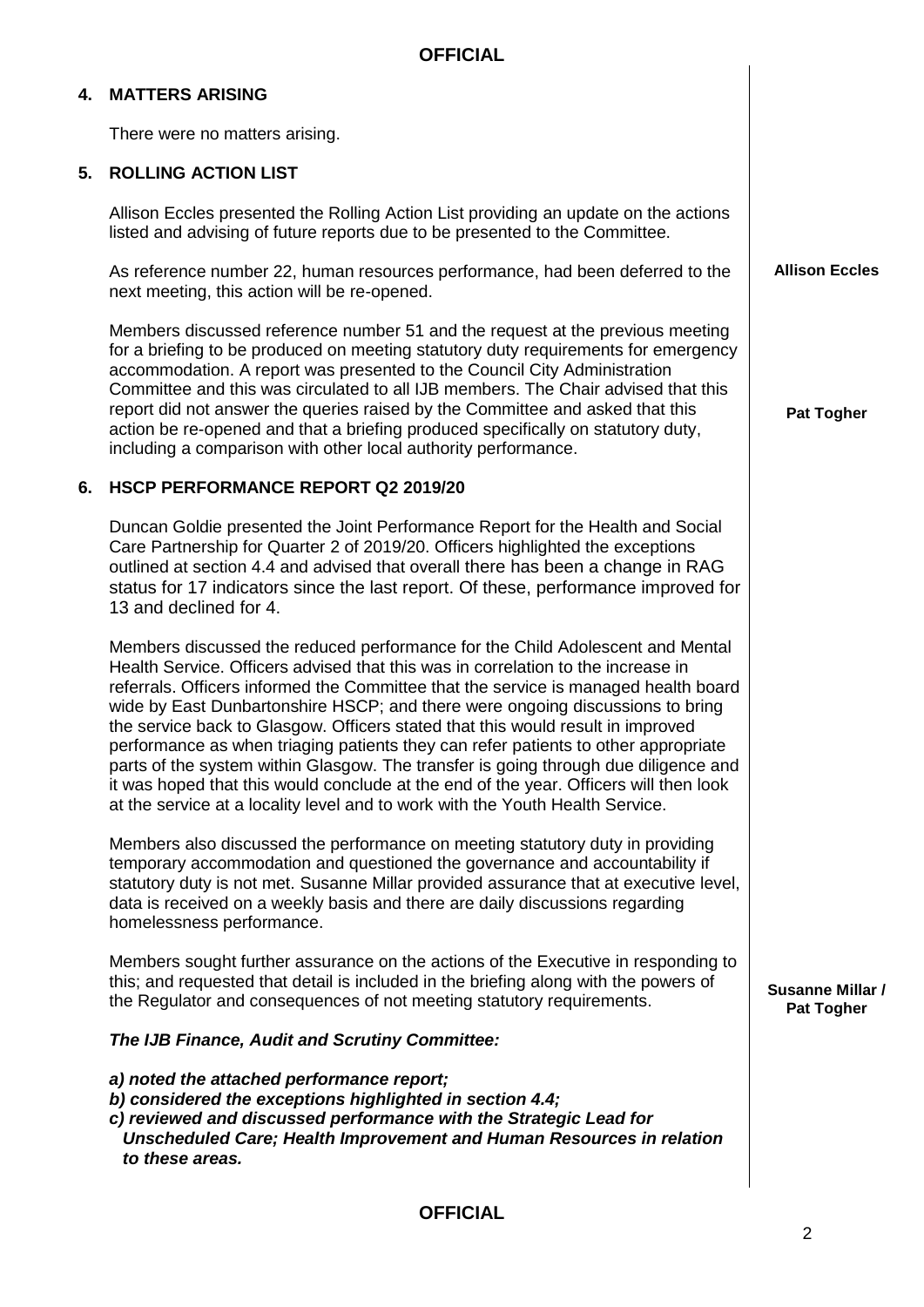## 4. MATTERS ARISING

There were no matters arising.

## 5. ROLLING ACTION LIST

Allison Eccles presented the Rolling Action List providing an update on the actions listed and advising of future reports due to be presented to the Committee.

As reference number 22, human resources performance, had been deferred to the next meeting, this action will be re-opened. **Allison Eccles**

Members discussed reference number 51 and the request at the previous meeting for a briefing to be produced on meeting statutory duty requirements for emergency accommodation. A report was presented to the Council City Administration Committee and this was circulated to all IJB members. The Chair advised that this report did not answer the queries raised by the Committee and asked that this action be re-opened and that a briefing produced specifically on statutory duty, including a comparison with other local authority performance. **Pat Togher**

## 6. HSCP PERFORMANCE REPORT Q2 2019/20

Duncan Goldie presented the Joint Performance Report for the Health and Social Care Partnership for Quarter 2 of 2019/20. Officers highlighted the exceptions outlined at section 4.4 and advised that overall there has been a change in RAG status for 17 indicators since the last report. Of these, performance improved for 13 and declined for 4.

Members discussed the reduced performance for the Child Adolescent and Mental Health Service. Officers advised that this was in correlation to the increase in referrals. Officers informed the Committee that the service is managed health board wide by East Dunbartonshire HSCP; and there were ongoing discussions to bring the service back to Glasgow. Officers stated that this would result in improved performance as when triaging patients they can refer patients to other appropriate parts of the system within Glasgow. The transfer is going through due diligence and it was hoped that this would conclude at the end of the year. Officers will then look at the service at a locality level and to work with the Youth Health Service.

Members also discussed the performance on meeting statutory duty in providing temporary accommodation and questioned the governance and accountability if statutory duty is not met. Susanne Millar provided assurance that at executive level, data is received on a weekly basis and there are daily discussions regarding homelessness performance.

Members sought further assurance on the actions of the Executive in responding to this; and requested that detail is included in the briefing along with the powers of the Regulator and consequences of not meeting statutory requirements. **Susanne Millar / Pat Togher**

***The IJB Finance, Audit and Scrutiny Committee:***

***a) noted the attached performance report;***
***b) considered the exceptions highlighted in section 4.4;***
***c) reviewed and discussed performance with the Strategic Lead for Unscheduled Care; Health Improvement and Human Resources in relation to these areas.***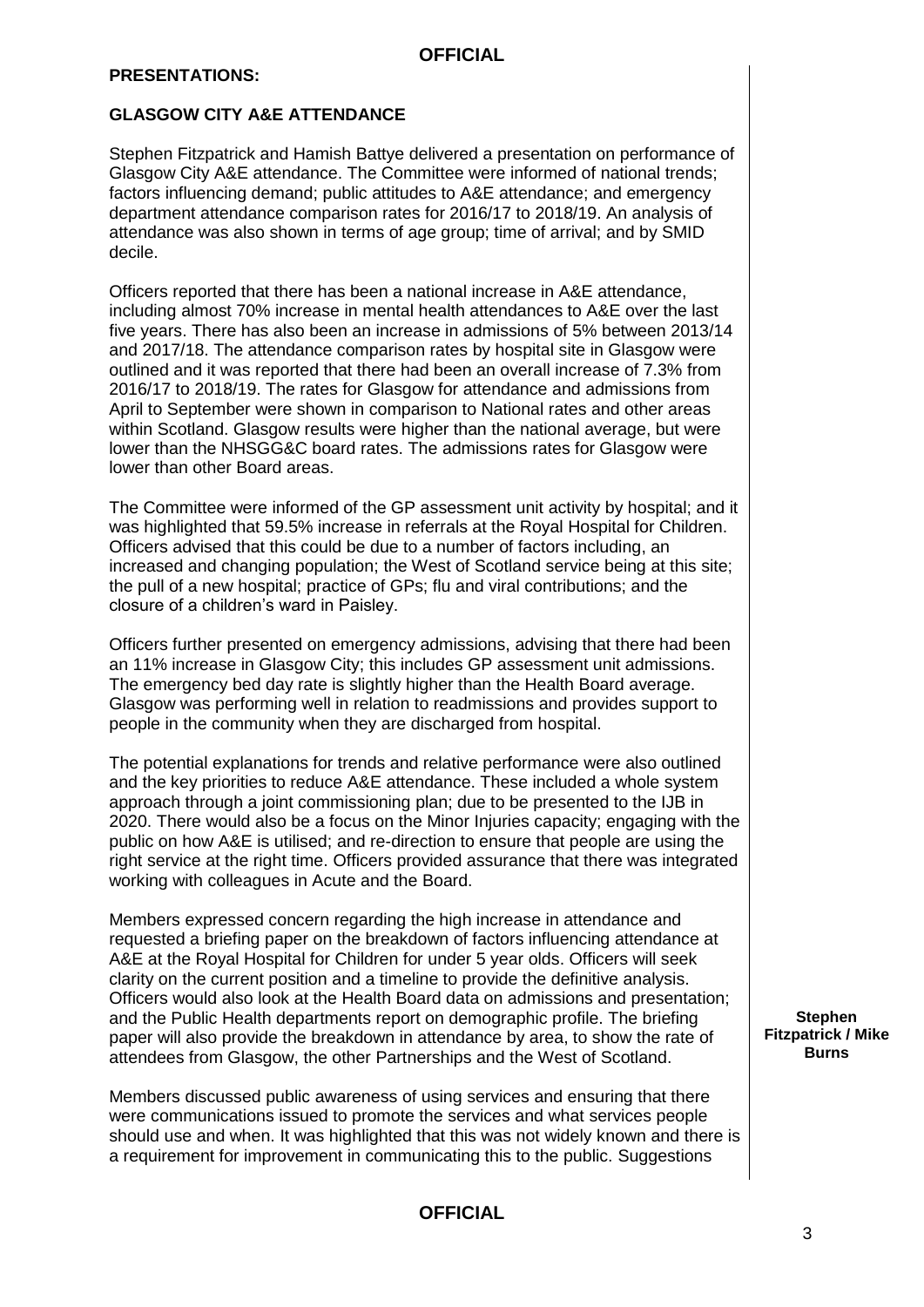**PRESENTATIONS:**

**GLASGOW CITY A&E ATTENDANCE**

Stephen Fitzpatrick and Hamish Battye delivered a presentation on performance of Glasgow City A&E attendance. The Committee were informed of national trends; factors influencing demand; public attitudes to A&E attendance; and emergency department attendance comparison rates for 2016/17 to 2018/19. An analysis of attendance was also shown in terms of age group; time of arrival; and by SMID decile.

Officers reported that there has been a national increase in A&E attendance, including almost 70% increase in mental health attendances to A&E over the last five years. There has also been an increase in admissions of 5% between 2013/14 and 2017/18. The attendance comparison rates by hospital site in Glasgow were outlined and it was reported that there had been an overall increase of 7.3% from 2016/17 to 2018/19. The rates for Glasgow for attendance and admissions from April to September were shown in comparison to National rates and other areas within Scotland. Glasgow results were higher than the national average, but were lower than the NHSGG&C board rates. The admissions rates for Glasgow were lower than other Board areas.

The Committee were informed of the GP assessment unit activity by hospital; and it was highlighted that 59.5% increase in referrals at the Royal Hospital for Children. Officers advised that this could be due to a number of factors including, an increased and changing population; the West of Scotland service being at this site; the pull of a new hospital; practice of GPs; flu and viral contributions; and the closure of a children's ward in Paisley.

Officers further presented on emergency admissions, advising that there had been an 11% increase in Glasgow City; this includes GP assessment unit admissions. The emergency bed day rate is slightly higher than the Health Board average. Glasgow was performing well in relation to readmissions and provides support to people in the community when they are discharged from hospital.

The potential explanations for trends and relative performance were also outlined and the key priorities to reduce A&E attendance. These included a whole system approach through a joint commissioning plan; due to be presented to the IJB in 2020. There would also be a focus on the Minor Injuries capacity; engaging with the public on how A&E is utilised; and re-direction to ensure that people are using the right service at the right time. Officers provided assurance that there was integrated working with colleagues in Acute and the Board.

Members expressed concern regarding the high increase in attendance and requested a briefing paper on the breakdown of factors influencing attendance at A&E at the Royal Hospital for Children for under 5 year olds. Officers will seek clarity on the current position and a timeline to provide the definitive analysis. Officers would also look at the Health Board data on admissions and presentation; and the Public Health departments report on demographic profile. The briefing paper will also provide the breakdown in attendance by area, to show the rate of attendees from Glasgow, the other Partnerships and the West of Scotland.

**Stephen Fitzpatrick / Mike Burns**

Members discussed public awareness of using services and ensuring that there were communications issued to promote the services and what services people should use and when. It was highlighted that this was not widely known and there is a requirement for improvement in communicating this to the public. Suggestions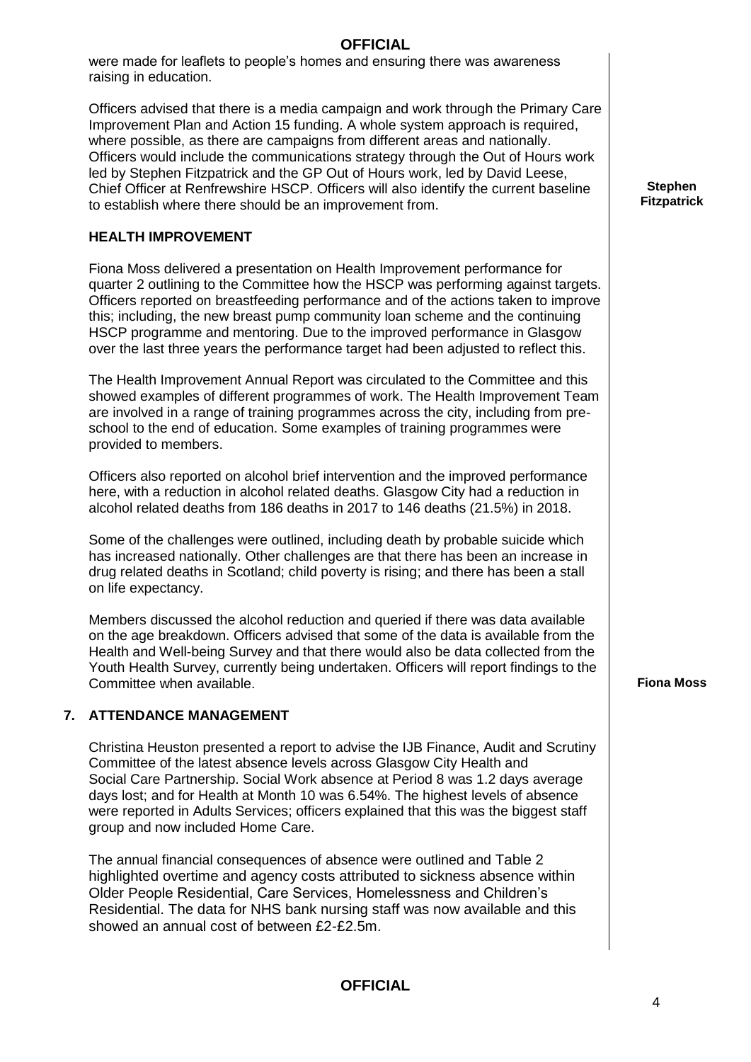were made for leaflets to people's homes and ensuring there was awareness raising in education.

Officers advised that there is a media campaign and work through the Primary Care Improvement Plan and Action 15 funding. A whole system approach is required, where possible, as there are campaigns from different areas and nationally. Officers would include the communications strategy through the Out of Hours work led by Stephen Fitzpatrick and the GP Out of Hours work, led by David Leese, Chief Officer at Renfrewshire HSCP. Officers will also identify the current baseline to establish where there should be an improvement from.

**Stephen Fitzpatrick**

**HEALTH IMPROVEMENT**

Fiona Moss delivered a presentation on Health Improvement performance for quarter 2 outlining to the Committee how the HSCP was performing against targets. Officers reported on breastfeeding performance and of the actions taken to improve this; including, the new breast pump community loan scheme and the continuing HSCP programme and mentoring. Due to the improved performance in Glasgow over the last three years the performance target had been adjusted to reflect this.

The Health Improvement Annual Report was circulated to the Committee and this showed examples of different programmes of work. The Health Improvement Team are involved in a range of training programmes across the city, including from pre-school to the end of education. Some examples of training programmes were provided to members.

Officers also reported on alcohol brief intervention and the improved performance here, with a reduction in alcohol related deaths. Glasgow City had a reduction in alcohol related deaths from 186 deaths in 2017 to 146 deaths (21.5%) in 2018.

Some of the challenges were outlined, including death by probable suicide which has increased nationally. Other challenges are that there has been an increase in drug related deaths in Scotland; child poverty is rising; and there has been a stall on life expectancy.

Members discussed the alcohol reduction and queried if there was data available on the age breakdown. Officers advised that some of the data is available from the Health and Well-being Survey and that there would also be data collected from the Youth Health Survey, currently being undertaken. Officers will report findings to the Committee when available.

**Fiona Moss**

## 7. ATTENDANCE MANAGEMENT

Christina Heuston presented a report to advise the IJB Finance, Audit and Scrutiny Committee of the latest absence levels across Glasgow City Health and Social Care Partnership. Social Work absence at Period 8 was 1.2 days average days lost; and for Health at Month 10 was 6.54%. The highest levels of absence were reported in Adults Services; officers explained that this was the biggest staff group and now included Home Care.

The annual financial consequences of absence were outlined and Table 2 highlighted overtime and agency costs attributed to sickness absence within Older People Residential, Care Services, Homelessness and Children's Residential. The data for NHS bank nursing staff was now available and this showed an annual cost of between £2-£2.5m.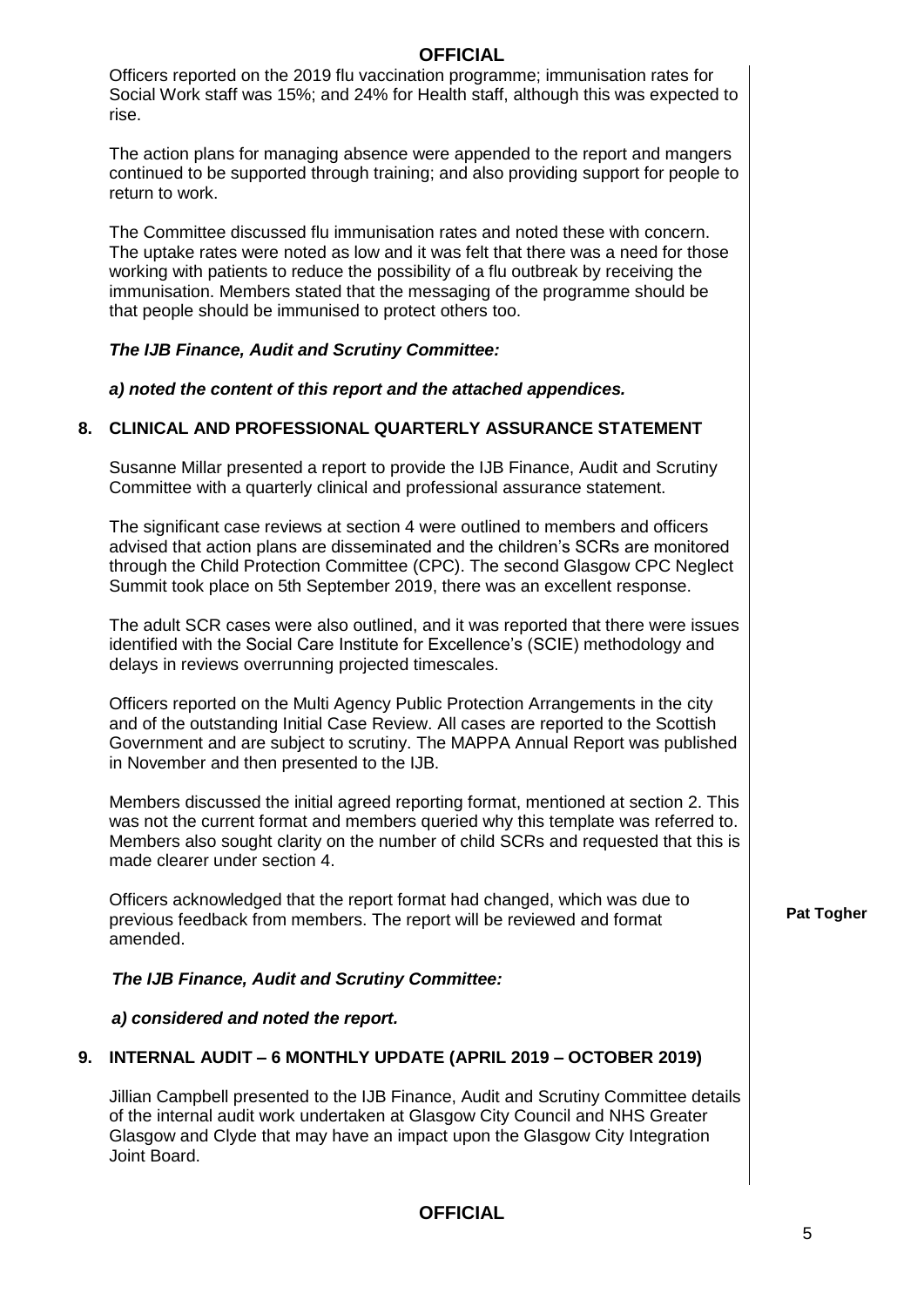Officers reported on the 2019 flu vaccination programme; immunisation rates for Social Work staff was 15%; and 24% for Health staff, although this was expected to rise.

The action plans for managing absence were appended to the report and mangers continued to be supported through training; and also providing support for people to return to work.

The Committee discussed flu immunisation rates and noted these with concern. The uptake rates were noted as low and it was felt that there was a need for those working with patients to reduce the possibility of a flu outbreak by receiving the immunisation. Members stated that the messaging of the programme should be that people should be immunised to protect others too.

***The IJB Finance, Audit and Scrutiny Committee:***

***a) noted the content of this report and the attached appendices.***

## 8. CLINICAL AND PROFESSIONAL QUARTERLY ASSURANCE STATEMENT

Susanne Millar presented a report to provide the IJB Finance, Audit and Scrutiny Committee with a quarterly clinical and professional assurance statement.

The significant case reviews at section 4 were outlined to members and officers advised that action plans are disseminated and the children's SCRs are monitored through the Child Protection Committee (CPC). The second Glasgow CPC Neglect Summit took place on 5th September 2019, there was an excellent response.

The adult SCR cases were also outlined, and it was reported that there were issues identified with the Social Care Institute for Excellence's (SCIE) methodology and delays in reviews overrunning projected timescales.

Officers reported on the Multi Agency Public Protection Arrangements in the city and of the outstanding Initial Case Review. All cases are reported to the Scottish Government and are subject to scrutiny. The MAPPA Annual Report was published in November and then presented to the IJB.

Members discussed the initial agreed reporting format, mentioned at section 2. This was not the current format and members queried why this template was referred to. Members also sought clarity on the number of child SCRs and requested that this is made clearer under section 4.

Officers acknowledged that the report format had changed, which was due to previous feedback from members. The report will be reviewed and format amended. **Pat Togher**

***The IJB Finance, Audit and Scrutiny Committee:***

***a) considered and noted the report.***

## 9. INTERNAL AUDIT – 6 MONTHLY UPDATE (APRIL 2019 – OCTOBER 2019)

Jillian Campbell presented to the IJB Finance, Audit and Scrutiny Committee details of the internal audit work undertaken at Glasgow City Council and NHS Greater Glasgow and Clyde that may have an impact upon the Glasgow City Integration Joint Board.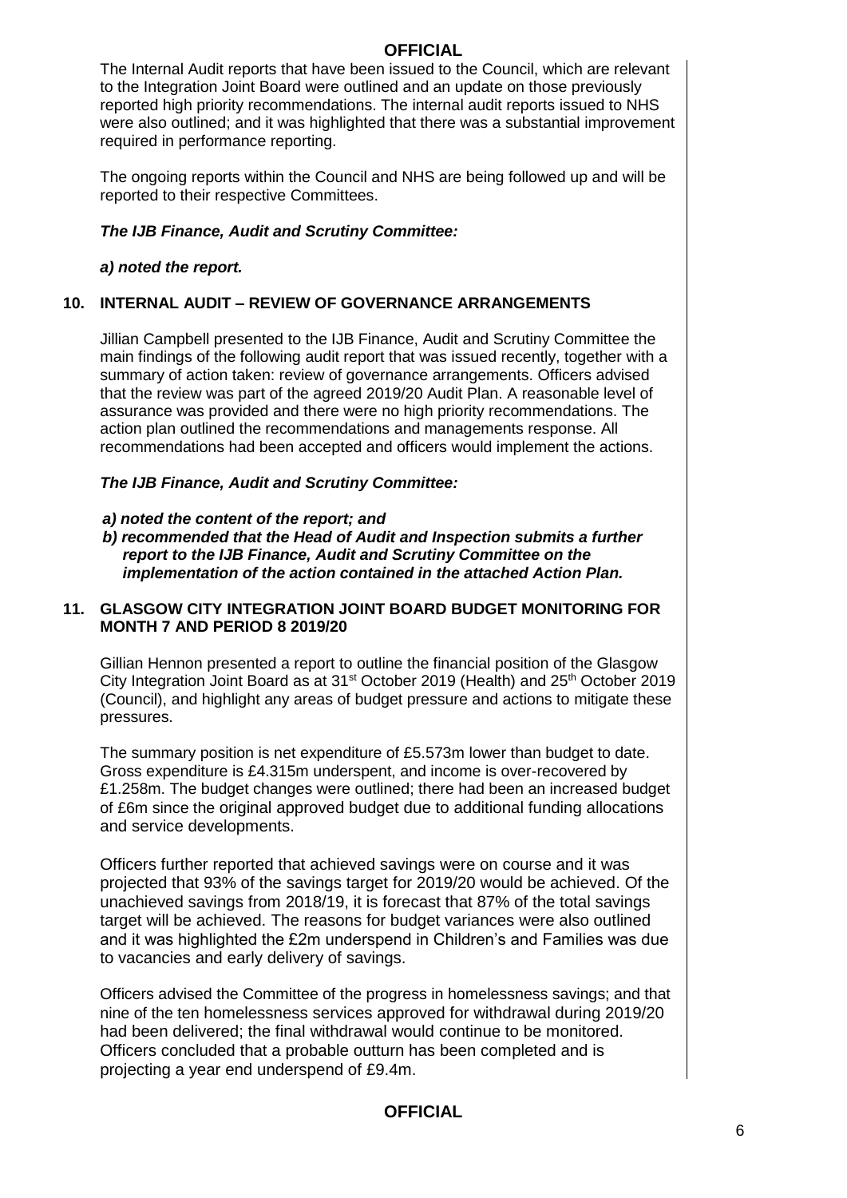The Internal Audit reports that have been issued to the Council, which are relevant to the Integration Joint Board were outlined and an update on those previously reported high priority recommendations. The internal audit reports issued to NHS were also outlined; and it was highlighted that there was a substantial improvement required in performance reporting.

The ongoing reports within the Council and NHS are being followed up and will be reported to their respective Committees.

***The IJB Finance, Audit and Scrutiny Committee:***

***a) noted the report.***

## 10. INTERNAL AUDIT – REVIEW OF GOVERNANCE ARRANGEMENTS

Jillian Campbell presented to the IJB Finance, Audit and Scrutiny Committee the main findings of the following audit report that was issued recently, together with a summary of action taken: review of governance arrangements. Officers advised that the review was part of the agreed 2019/20 Audit Plan. A reasonable level of assurance was provided and there were no high priority recommendations. The action plan outlined the recommendations and managements response. All recommendations had been accepted and officers would implement the actions.

***The IJB Finance, Audit and Scrutiny Committee:***

***a) noted the content of the report; and***
***b) recommended that the Head of Audit and Inspection submits a further report to the IJB Finance, Audit and Scrutiny Committee on the implementation of the action contained in the attached Action Plan.***

## 11. GLASGOW CITY INTEGRATION JOINT BOARD BUDGET MONITORING FOR MONTH 7 AND PERIOD 8 2019/20

Gillian Hennon presented a report to outline the financial position of the Glasgow City Integration Joint Board as at 31st October 2019 (Health) and 25th October 2019 (Council), and highlight any areas of budget pressure and actions to mitigate these pressures.

The summary position is net expenditure of £5.573m lower than budget to date. Gross expenditure is £4.315m underspent, and income is over-recovered by £1.258m. The budget changes were outlined; there had been an increased budget of £6m since the original approved budget due to additional funding allocations and service developments.

Officers further reported that achieved savings were on course and it was projected that 93% of the savings target for 2019/20 would be achieved. Of the unachieved savings from 2018/19, it is forecast that 87% of the total savings target will be achieved. The reasons for budget variances were also outlined and it was highlighted the £2m underspend in Children's and Families was due to vacancies and early delivery of savings.

Officers advised the Committee of the progress in homelessness savings; and that nine of the ten homelessness services approved for withdrawal during 2019/20 had been delivered; the final withdrawal would continue to be monitored. Officers concluded that a probable outturn has been completed and is projecting a year end underspend of £9.4m.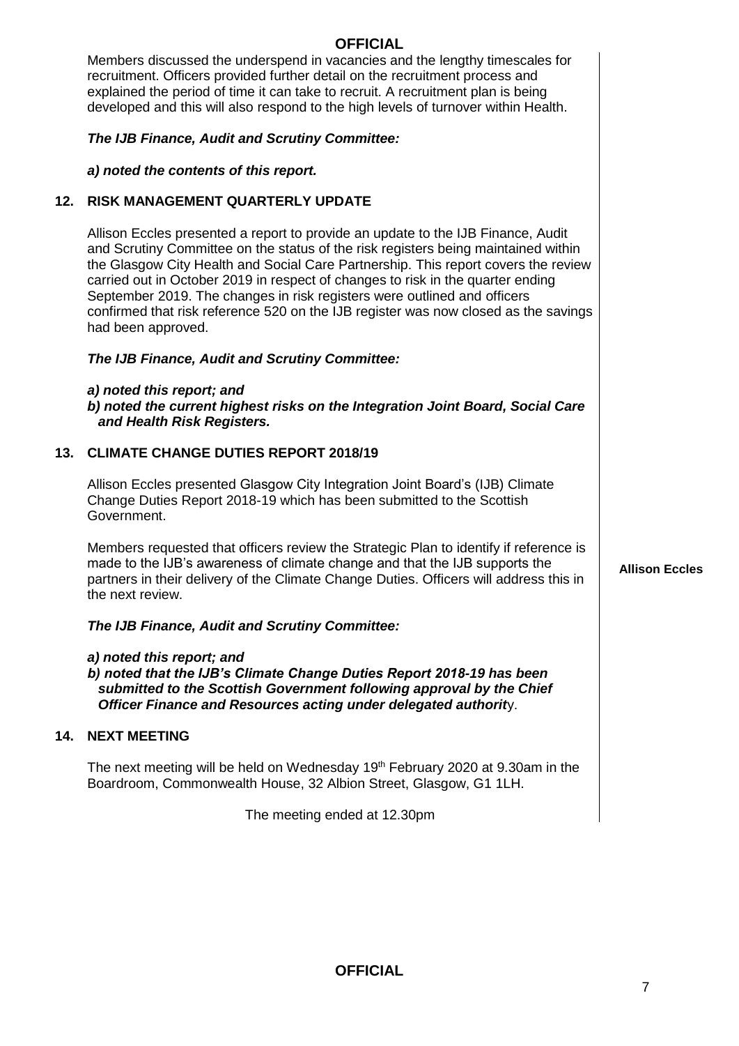Members discussed the underspend in vacancies and the lengthy timescales for recruitment. Officers provided further detail on the recruitment process and explained the period of time it can take to recruit. A recruitment plan is being developed and this will also respond to the high levels of turnover within Health.

***The IJB Finance, Audit and Scrutiny Committee:***

***a) noted the contents of this report.***

## 12. RISK MANAGEMENT QUARTERLY UPDATE

Allison Eccles presented a report to provide an update to the IJB Finance, Audit and Scrutiny Committee on the status of the risk registers being maintained within the Glasgow City Health and Social Care Partnership. This report covers the review carried out in October 2019 in respect of changes to risk in the quarter ending September 2019. The changes in risk registers were outlined and officers confirmed that risk reference 520 on the IJB register was now closed as the savings had been approved.

***The IJB Finance, Audit and Scrutiny Committee:***

***a) noted this report; and***
***b) noted the current highest risks on the Integration Joint Board, Social Care and Health Risk Registers.***

## 13. CLIMATE CHANGE DUTIES REPORT 2018/19

Allison Eccles presented Glasgow City Integration Joint Board's (IJB) Climate Change Duties Report 2018-19 which has been submitted to the Scottish Government.

Members requested that officers review the Strategic Plan to identify if reference is made to the IJB's awareness of climate change and that the IJB supports the partners in their delivery of the Climate Change Duties. Officers will address this in the next review.

**Allison Eccles**

***The IJB Finance, Audit and Scrutiny Committee:***

***a) noted this report; and***
***b) noted that the IJB's Climate Change Duties Report 2018-19 has been submitted to the Scottish Government following approval by the Chief Officer Finance and Resources acting under delegated authority.***

## 14. NEXT MEETING

The next meeting will be held on Wednesday 19th February 2020 at 9.30am in the Boardroom, Commonwealth House, 32 Albion Street, Glasgow, G1 1LH.

The meeting ended at 12.30pm